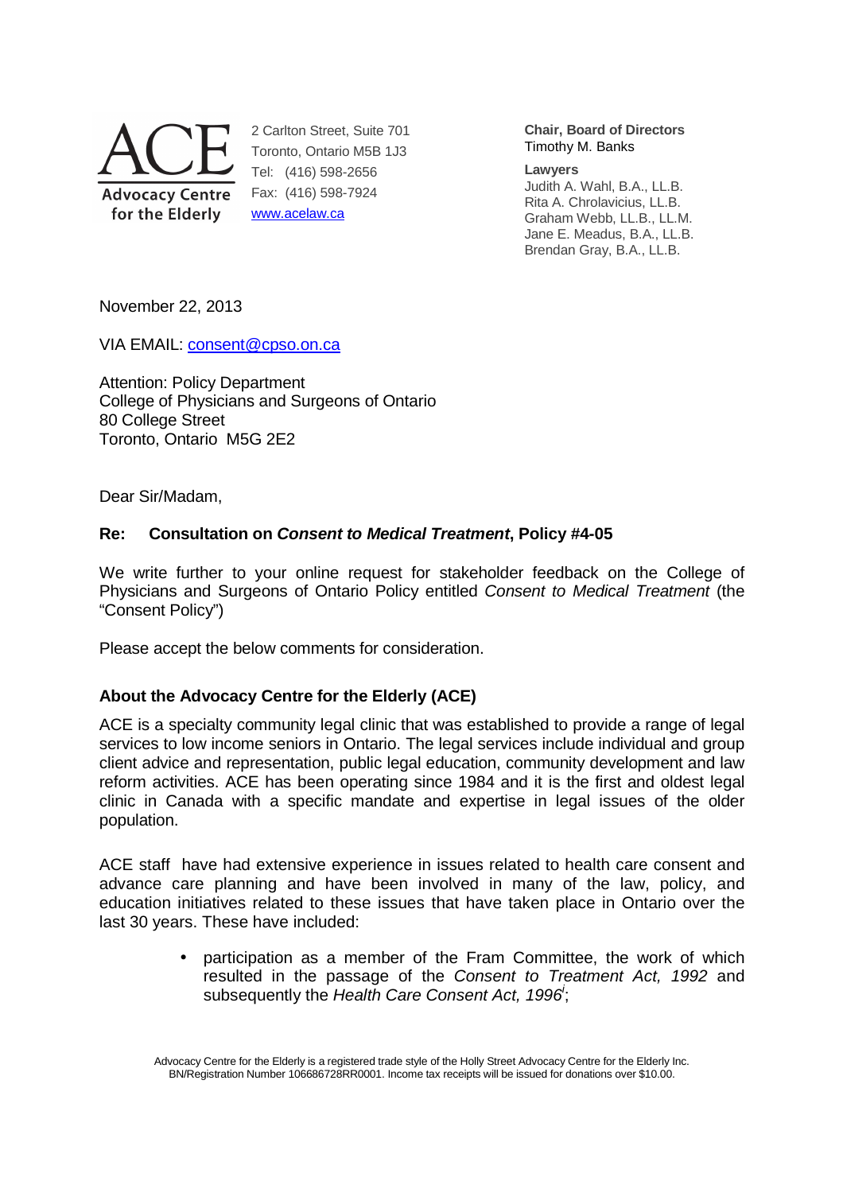**ACE**
**Advocacy Centre for the Elderly**

2 Carlton Street, Suite 701
Toronto, Ontario M5B 1J3
Tel: (416) 598-2656
Fax: (416) 598-7924
www.acelaw.ca

**Chair, Board of Directors**
Timothy M. Banks

**Lawyers**
Judith A. Wahl, B.A., LL.B.
Rita A. Chrolavicius, LL.B.
Graham Webb, LL.B., LL.M.
Jane E. Meadus, B.A., LL.B.
Brendan Gray, B.A., LL.B.

November 22, 2013

VIA EMAIL: consent@cpso.on.ca

Attention: Policy Department
College of Physicians and Surgeons of Ontario
80 College Street
Toronto, Ontario M5G 2E2

Dear Sir/Madam,

**Re: Consultation on *Consent to Medical Treatment*, Policy #4-05**

We write further to your online request for stakeholder feedback on the College of Physicians and Surgeons of Ontario Policy entitled *Consent to Medical Treatment* (the "Consent Policy")

Please accept the below comments for consideration.

**About the Advocacy Centre for the Elderly (ACE)**

ACE is a specialty community legal clinic that was established to provide a range of legal services to low income seniors in Ontario. The legal services include individual and group client advice and representation, public legal education, community development and law reform activities. ACE has been operating since 1984 and it is the first and oldest legal clinic in Canada with a specific mandate and expertise in legal issues of the older population.

ACE staff have had extensive experience in issues related to health care consent and advance care planning and have been involved in many of the law, policy, and education initiatives related to these issues that have taken place in Ontario over the last 30 years. These have included:

- participation as a member of the Fram Committee, the work of which resulted in the passage of the *Consent to Treatment Act, 1992* and subsequently the *Health Care Consent Act, 1996*[i];

Advocacy Centre for the Elderly is a registered trade style of the Holly Street Advocacy Centre for the Elderly Inc. BN/Registration Number 106686728RR0001. Income tax receipts will be issued for donations over $10.00.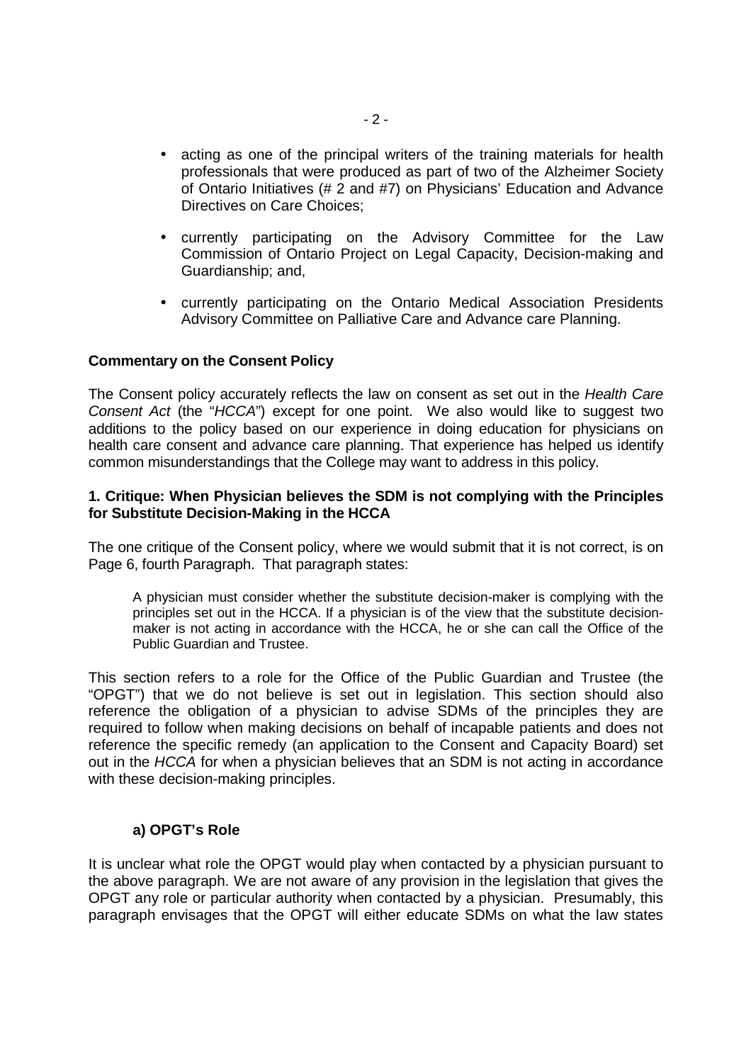- acting as one of the principal writers of the training materials for health professionals that were produced as part of two of the Alzheimer Society of Ontario Initiatives (# 2 and #7) on Physicians' Education and Advance Directives on Care Choices;
- currently participating on the Advisory Committee for the Law Commission of Ontario Project on Legal Capacity, Decision-making and Guardianship; and,
- currently participating on the Ontario Medical Association Presidents Advisory Committee on Palliative Care and Advance care Planning.

**Commentary on the Consent Policy**

The Consent policy accurately reflects the law on consent as set out in the *Health Care Consent Act* (the "*HCCA*") except for one point. We also would like to suggest two additions to the policy based on our experience in doing education for physicians on health care consent and advance care planning. That experience has helped us identify common misunderstandings that the College may want to address in this policy.

**1. Critique: When Physician believes the SDM is not complying with the Principles for Substitute Decision-Making in the HCCA**

The one critique of the Consent policy, where we would submit that it is not correct, is on Page 6, fourth Paragraph. That paragraph states:

> A physician must consider whether the substitute decision-maker is complying with the principles set out in the HCCA. If a physician is of the view that the substitute decision-maker is not acting in accordance with the HCCA, he or she can call the Office of the Public Guardian and Trustee.

This section refers to a role for the Office of the Public Guardian and Trustee (the "OPGT") that we do not believe is set out in legislation. This section should also reference the obligation of a physician to advise SDMs of the principles they are required to follow when making decisions on behalf of incapable patients and does not reference the specific remedy (an application to the Consent and Capacity Board) set out in the *HCCA* for when a physician believes that an SDM is not acting in accordance with these decision-making principles.

**a) OPGT's Role**

It is unclear what role the OPGT would play when contacted by a physician pursuant to the above paragraph. We are not aware of any provision in the legislation that gives the OPGT any role or particular authority when contacted by a physician. Presumably, this paragraph envisages that the OPGT will either educate SDMs on what the law states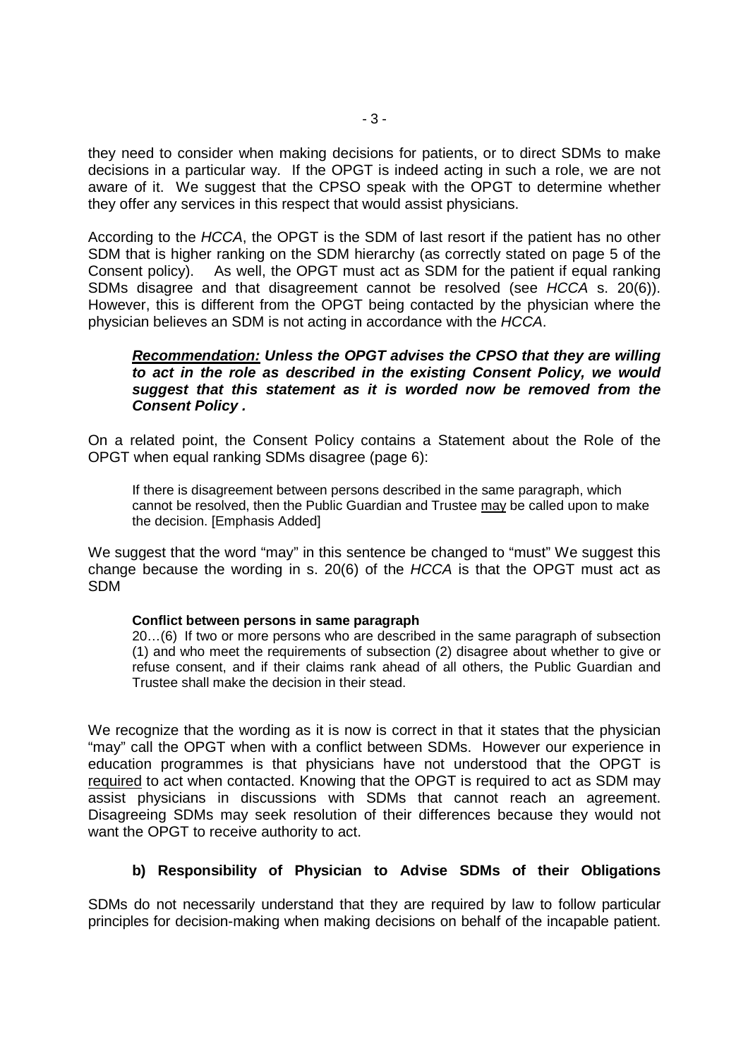they need to consider when making decisions for patients, or to direct SDMs to make decisions in a particular way. If the OPGT is indeed acting in such a role, we are not aware of it. We suggest that the CPSO speak with the OPGT to determine whether they offer any services in this respect that would assist physicians.

According to the *HCCA*, the OPGT is the SDM of last resort if the patient has no other SDM that is higher ranking on the SDM hierarchy (as correctly stated on page 5 of the Consent policy). As well, the OPGT must act as SDM for the patient if equal ranking SDMs disagree and that disagreement cannot be resolved (see *HCCA* s. 20(6)). However, this is different from the OPGT being contacted by the physician where the physician believes an SDM is not acting in accordance with the *HCCA*.

> ***Recommendation:*** ***Unless the OPGT advises the CPSO that they are willing to act in the role as described in the existing Consent Policy, we would suggest that this statement as it is worded now be removed from the Consent Policy .***

On a related point, the Consent Policy contains a Statement about the Role of the OPGT when equal ranking SDMs disagree (page 6):

> If there is disagreement between persons described in the same paragraph, which cannot be resolved, then the Public Guardian and Trustee <u>may</u> be called upon to make the decision. [Emphasis Added]

We suggest that the word "may" in this sentence be changed to "must" We suggest this change because the wording in s. 20(6) of the *HCCA* is that the OPGT must act as SDM

> **Conflict between persons in same paragraph**
>
> 20…(6) If two or more persons who are described in the same paragraph of subsection (1) and who meet the requirements of subsection (2) disagree about whether to give or refuse consent, and if their claims rank ahead of all others, the Public Guardian and Trustee shall make the decision in their stead.

We recognize that the wording as it is now is correct in that it states that the physician "may" call the OPGT when with a conflict between SDMs. However our experience in education programmes is that physicians have not understood that the OPGT is <u>required</u> to act when contacted. Knowing that the OPGT is required to act as SDM may assist physicians in discussions with SDMs that cannot reach an agreement. Disagreeing SDMs may seek resolution of their differences because they would not want the OPGT to receive authority to act.

### b) Responsibility of Physician to Advise SDMs of their Obligations

SDMs do not necessarily understand that they are required by law to follow particular principles for decision-making when making decisions on behalf of the incapable patient.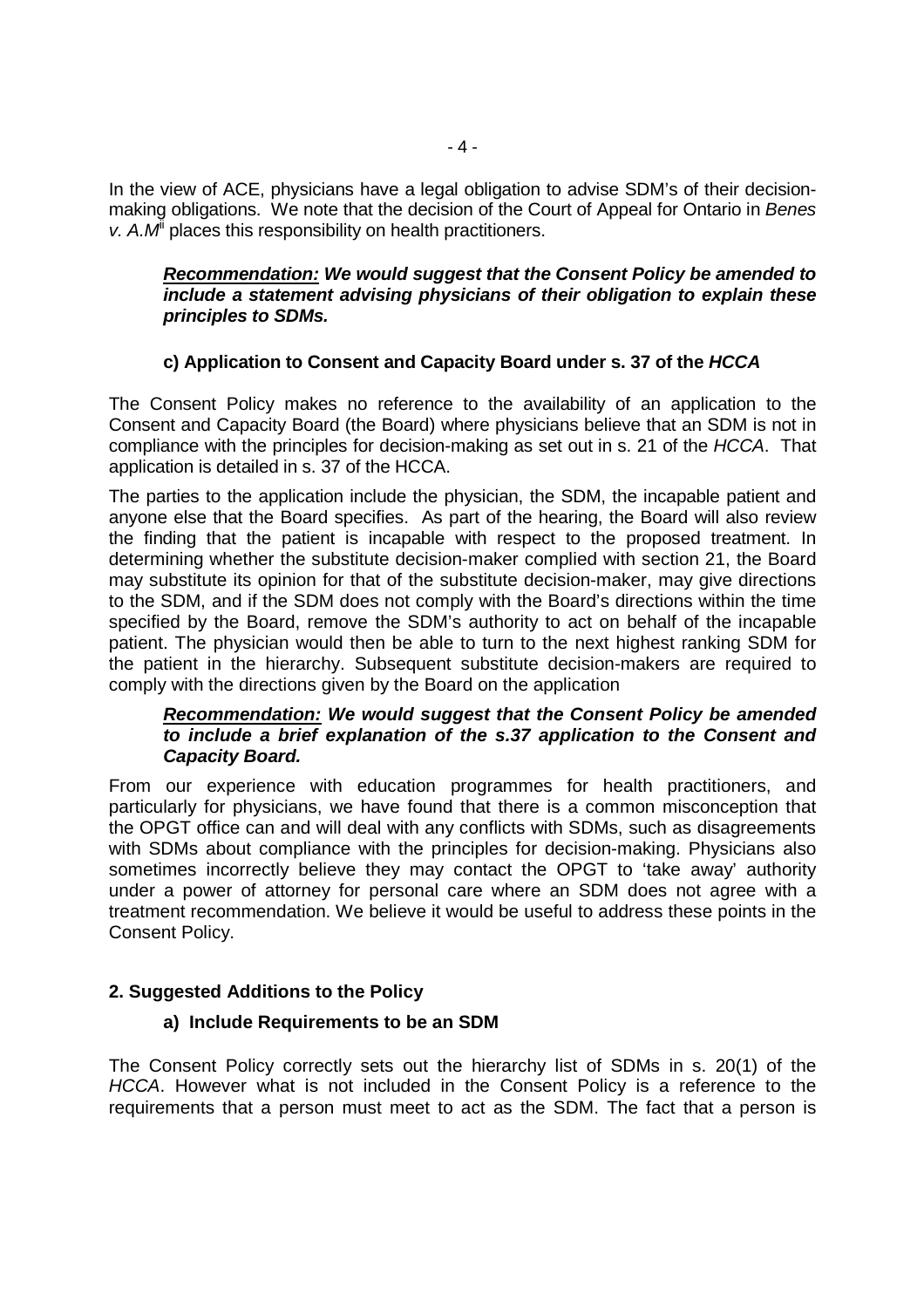In the view of ACE, physicians have a legal obligation to advise SDM's of their decision-making obligations. We note that the decision of the Court of Appeal for Ontario in *Benes v. A.M*[ii] places this responsibility on health practitioners.

> ***Recommendation:*** ***We would suggest that the Consent Policy be amended to include a statement advising physicians of their obligation to explain these principles to SDMs.***

### c) Application to Consent and Capacity Board under s. 37 of the *HCCA*

The Consent Policy makes no reference to the availability of an application to the Consent and Capacity Board (the Board) where physicians believe that an SDM is not in compliance with the principles for decision-making as set out in s. 21 of the *HCCA*. That application is detailed in s. 37 of the HCCA.

The parties to the application include the physician, the SDM, the incapable patient and anyone else that the Board specifies. As part of the hearing, the Board will also review the finding that the patient is incapable with respect to the proposed treatment. In determining whether the substitute decision-maker complied with section 21, the Board may substitute its opinion for that of the substitute decision-maker, may give directions to the SDM, and if the SDM does not comply with the Board's directions within the time specified by the Board, remove the SDM's authority to act on behalf of the incapable patient. The physician would then be able to turn to the next highest ranking SDM for the patient in the hierarchy. Subsequent substitute decision-makers are required to comply with the directions given by the Board on the application

> ***Recommendation:*** ***We would suggest that the Consent Policy be amended to include a brief explanation of the s.37 application to the Consent and Capacity Board.***

From our experience with education programmes for health practitioners, and particularly for physicians, we have found that there is a common misconception that the OPGT office can and will deal with any conflicts with SDMs, such as disagreements with SDMs about compliance with the principles for decision-making. Physicians also sometimes incorrectly believe they may contact the OPGT to 'take away' authority under a power of attorney for personal care where an SDM does not agree with a treatment recommendation. We believe it would be useful to address these points in the Consent Policy.

## 2. Suggested Additions to the Policy

### a) Include Requirements to be an SDM

The Consent Policy correctly sets out the hierarchy list of SDMs in s. 20(1) of the *HCCA*. However what is not included in the Consent Policy is a reference to the requirements that a person must meet to act as the SDM. The fact that a person is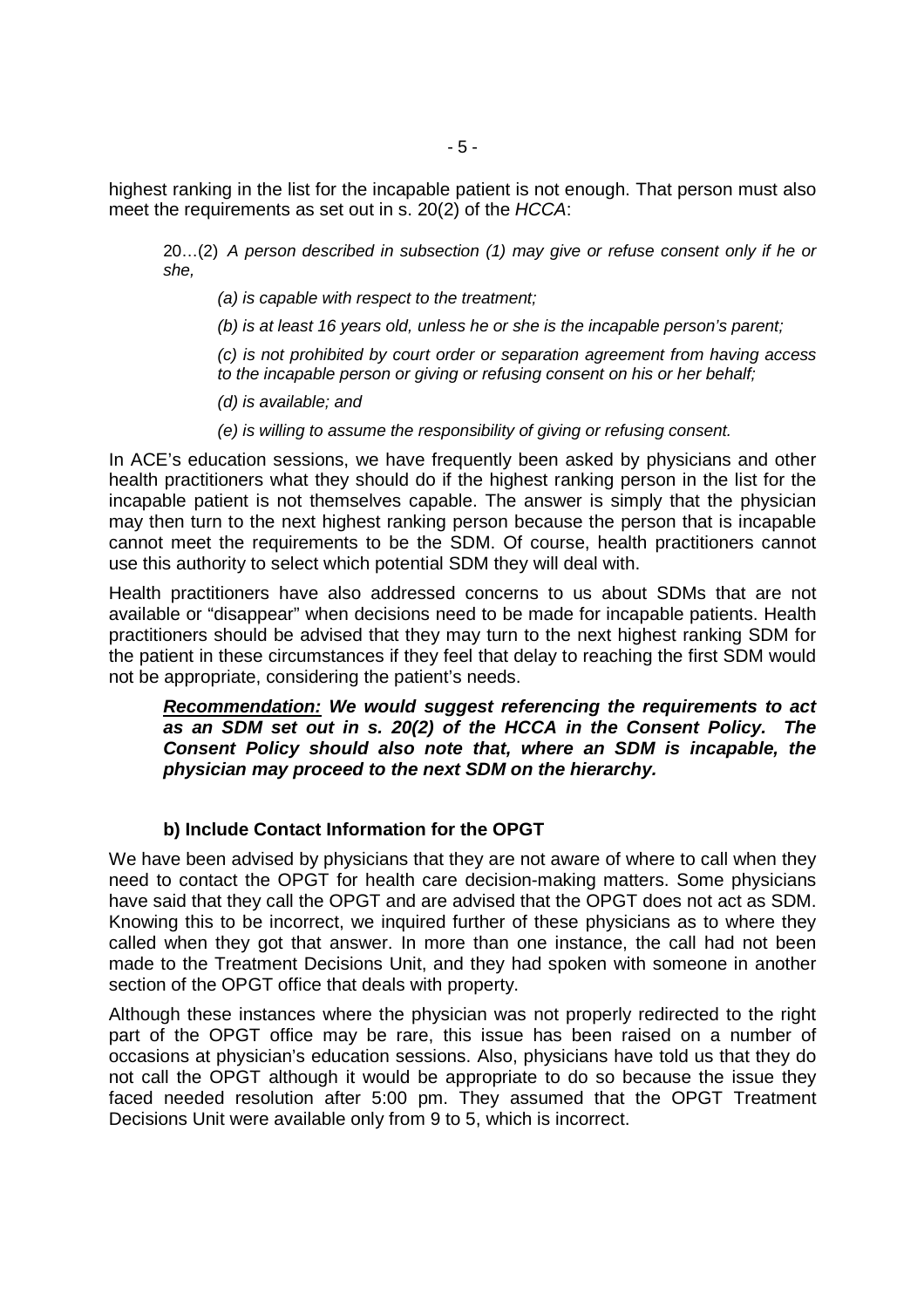highest ranking in the list for the incapable patient is not enough. That person must also meet the requirements as set out in s. 20(2) of the *HCCA*:

> 20…(2) *A person described in subsection (1) may give or refuse consent only if he or she,*
>
> *(a) is capable with respect to the treatment;*
>
> *(b) is at least 16 years old, unless he or she is the incapable person's parent;*
>
> *(c) is not prohibited by court order or separation agreement from having access to the incapable person or giving or refusing consent on his or her behalf;*
>
> *(d) is available; and*
>
> *(e) is willing to assume the responsibility of giving or refusing consent.*

In ACE's education sessions, we have frequently been asked by physicians and other health practitioners what they should do if the highest ranking person in the list for the incapable patient is not themselves capable. The answer is simply that the physician may then turn to the next highest ranking person because the person that is incapable cannot meet the requirements to be the SDM. Of course, health practitioners cannot use this authority to select which potential SDM they will deal with.

Health practitioners have also addressed concerns to us about SDMs that are not available or "disappear" when decisions need to be made for incapable patients. Health practitioners should be advised that they may turn to the next highest ranking SDM for the patient in these circumstances if they feel that delay to reaching the first SDM would not be appropriate, considering the patient's needs.

> ***Recommendation:*** ***We would suggest referencing the requirements to act as an SDM set out in s. 20(2) of the HCCA in the Consent Policy. The Consent Policy should also note that, where an SDM is incapable, the physician may proceed to the next SDM on the hierarchy.***

### b) Include Contact Information for the OPGT

We have been advised by physicians that they are not aware of where to call when they need to contact the OPGT for health care decision-making matters. Some physicians have said that they call the OPGT and are advised that the OPGT does not act as SDM. Knowing this to be incorrect, we inquired further of these physicians as to where they called when they got that answer. In more than one instance, the call had not been made to the Treatment Decisions Unit, and they had spoken with someone in another section of the OPGT office that deals with property.

Although these instances where the physician was not properly redirected to the right part of the OPGT office may be rare, this issue has been raised on a number of occasions at physician's education sessions. Also, physicians have told us that they do not call the OPGT although it would be appropriate to do so because the issue they faced needed resolution after 5:00 pm. They assumed that the OPGT Treatment Decisions Unit were available only from 9 to 5, which is incorrect.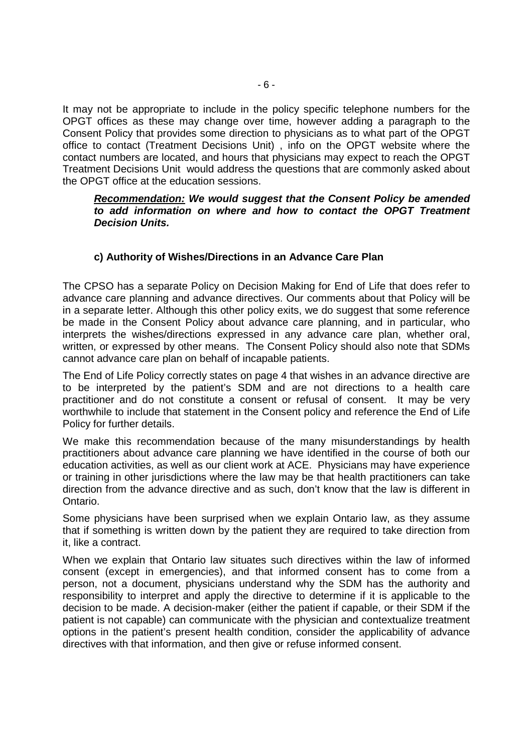It may not be appropriate to include in the policy specific telephone numbers for the OPGT offices as these may change over time, however adding a paragraph to the Consent Policy that provides some direction to physicians as to what part of the OPGT office to contact (Treatment Decisions Unit) , info on the OPGT website where the contact numbers are located, and hours that physicians may expect to reach the OPGT Treatment Decisions Unit would address the questions that are commonly asked about the OPGT office at the education sessions.

> ***Recommendation:*** ***We would suggest that the Consent Policy be amended to add information on where and how to contact the OPGT Treatment Decision Units.***

### c) Authority of Wishes/Directions in an Advance Care Plan

The CPSO has a separate Policy on Decision Making for End of Life that does refer to advance care planning and advance directives. Our comments about that Policy will be in a separate letter. Although this other policy exits, we do suggest that some reference be made in the Consent Policy about advance care planning, and in particular, who interprets the wishes/directions expressed in any advance care plan, whether oral, written, or expressed by other means. The Consent Policy should also note that SDMs cannot advance care plan on behalf of incapable patients.

The End of Life Policy correctly states on page 4 that wishes in an advance directive are to be interpreted by the patient's SDM and are not directions to a health care practitioner and do not constitute a consent or refusal of consent. It may be very worthwhile to include that statement in the Consent policy and reference the End of Life Policy for further details.

We make this recommendation because of the many misunderstandings by health practitioners about advance care planning we have identified in the course of both our education activities, as well as our client work at ACE. Physicians may have experience or training in other jurisdictions where the law may be that health practitioners can take direction from the advance directive and as such, don't know that the law is different in Ontario.

Some physicians have been surprised when we explain Ontario law, as they assume that if something is written down by the patient they are required to take direction from it, like a contract.

When we explain that Ontario law situates such directives within the law of informed consent (except in emergencies), and that informed consent has to come from a person, not a document, physicians understand why the SDM has the authority and responsibility to interpret and apply the directive to determine if it is applicable to the decision to be made. A decision-maker (either the patient if capable, or their SDM if the patient is not capable) can communicate with the physician and contextualize treatment options in the patient's present health condition, consider the applicability of advance directives with that information, and then give or refuse informed consent.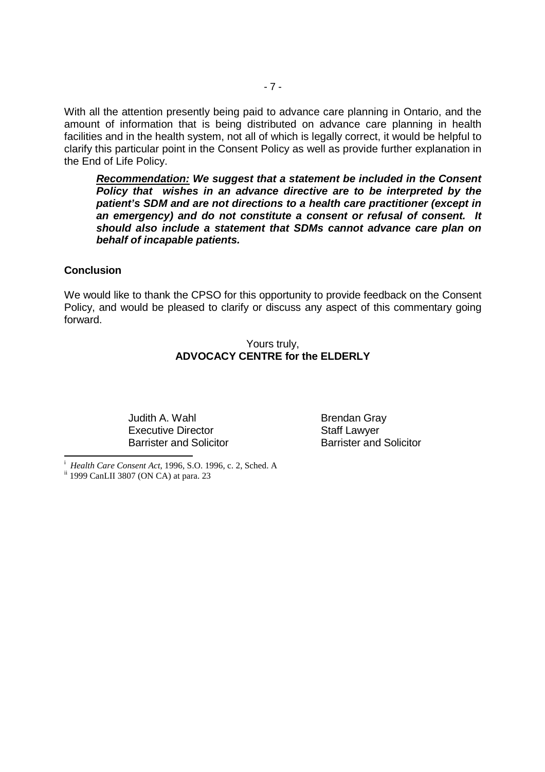With all the attention presently being paid to advance care planning in Ontario, and the amount of information that is being distributed on advance care planning in health facilities and in the health system, not all of which is legally correct, it would be helpful to clarify this particular point in the Consent Policy as well as provide further explanation in the End of Life Policy.

> ***Recommendation:*** ***We suggest that a statement be included in the Consent Policy that wishes in an advance directive are to be interpreted by the patient's SDM and are not directions to a health care practitioner (except in an emergency) and do not constitute a consent or refusal of consent. It should also include a statement that SDMs cannot advance care plan on behalf of incapable patients.***

## Conclusion

We would like to thank the CPSO for this opportunity to provide feedback on the Consent Policy, and would be pleased to clarify or discuss any aspect of this commentary going forward.

Yours truly,
**ADVOCACY CENTRE for the ELDERLY**

Judith A. Wahl
Executive Director
Barrister and Solicitor

Brendan Gray
Staff Lawyer
Barrister and Solicitor

---

[i] *Health Care Consent Act*, 1996, S.O. 1996, c. 2, Sched. A

[ii] 1999 CanLII 3807 (ON CA) at para. 23